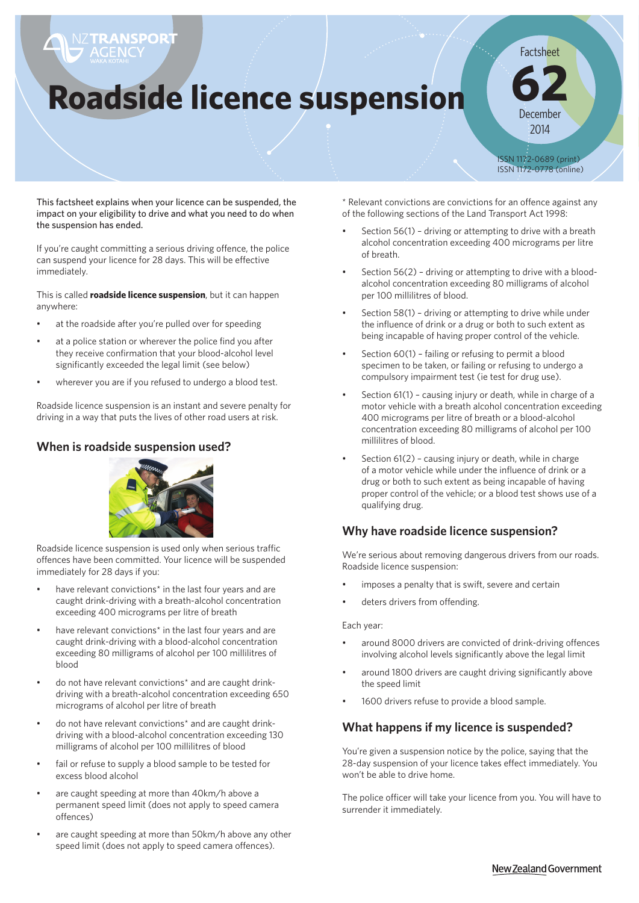# Roadside licence suspension

Factsheet 62
December 2014

ISSN 1172-0689 (print)
ISSN 1172-0778 (online)

This factsheet explains when your licence can be suspended, the impact on your eligibility to drive and what you need to do when the suspension has ended.

If you're caught committing a serious driving offence, the police can suspend your licence for 28 days. This will be effective immediately.

This is called **roadside licence suspension**, but it can happen anywhere:

- at the roadside after you're pulled over for speeding
- at a police station or wherever the police find you after they receive confirmation that your blood-alcohol level significantly exceeded the legal limit (see below)
- wherever you are if you refused to undergo a blood test.

Roadside licence suspension is an instant and severe penalty for driving in a way that puts the lives of other road users at risk.

## When is roadside suspension used?

Roadside licence suspension is used only when serious traffic offences have been committed. Your licence will be suspended immediately for 28 days if you:

- have relevant convictions* in the last four years and are caught drink-driving with a breath-alcohol concentration exceeding 400 micrograms per litre of breath
- have relevant convictions* in the last four years and are caught drink-driving with a blood-alcohol concentration exceeding 80 milligrams of alcohol per 100 millilitres of blood
- do not have relevant convictions* and are caught drink-driving with a breath-alcohol concentration exceeding 650 micrograms of alcohol per litre of breath
- do not have relevant convictions* and are caught drink-driving with a blood-alcohol concentration exceeding 130 milligrams of alcohol per 100 millilitres of blood
- fail or refuse to supply a blood sample to be tested for excess blood alcohol
- are caught speeding at more than 40km/h above a permanent speed limit (does not apply to speed camera offences)
- are caught speeding at more than 50km/h above any other speed limit (does not apply to speed camera offences).

\* Relevant convictions are convictions for an offence against any of the following sections of the Land Transport Act 1998:

- Section 56(1) – driving or attempting to drive with a breath alcohol concentration exceeding 400 micrograms per litre of breath.
- Section 56(2) – driving or attempting to drive with a blood-alcohol concentration exceeding 80 milligrams of alcohol per 100 millilitres of blood.
- Section 58(1) – driving or attempting to drive while under the influence of drink or a drug or both to such extent as being incapable of having proper control of the vehicle.
- Section 60(1) – failing or refusing to permit a blood specimen to be taken, or failing or refusing to undergo a compulsory impairment test (ie test for drug use).
- Section 61(1) – causing injury or death, while in charge of a motor vehicle with a breath alcohol concentration exceeding 400 micrograms per litre of breath or a blood-alcohol concentration exceeding 80 milligrams of alcohol per 100 millilitres of blood.
- Section 61(2) – causing injury or death, while in charge of a motor vehicle while under the influence of drink or a drug or both to such extent as being incapable of having proper control of the vehicle; or a blood test shows use of a qualifying drug.

## Why have roadside licence suspension?

We're serious about removing dangerous drivers from our roads. Roadside licence suspension:

- imposes a penalty that is swift, severe and certain
- deters drivers from offending.

Each year:

- around 8000 drivers are convicted of drink-driving offences involving alcohol levels significantly above the legal limit
- around 1800 drivers are caught driving significantly above the speed limit
- 1600 drivers refuse to provide a blood sample.

## What happens if my licence is suspended?

You're given a suspension notice by the police, saying that the 28-day suspension of your licence takes effect immediately. You won't be able to drive home.

The police officer will take your licence from you. You will have to surrender it immediately.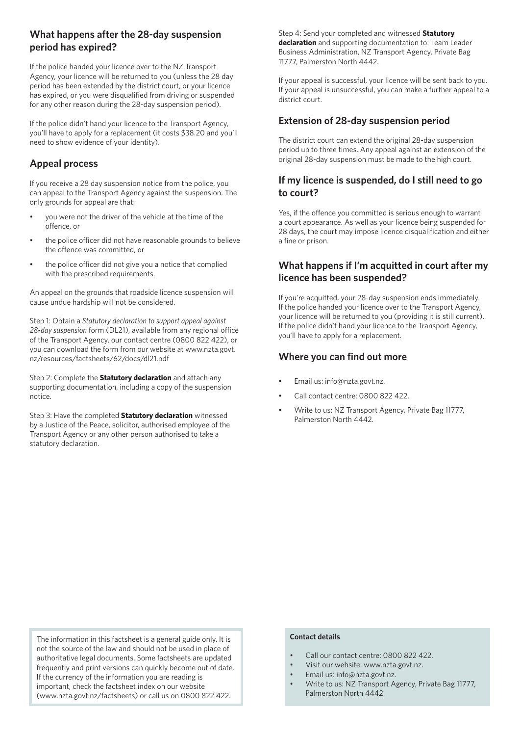## What happens after the 28-day suspension period has expired?

If the police handed your licence over to the NZ Transport Agency, your licence will be returned to you (unless the 28 day period has been extended by the district court, or your licence has expired, or you were disqualified from driving or suspended for any other reason during the 28-day suspension period).

If the police didn't hand your licence to the Transport Agency, you'll have to apply for a replacement (it costs $38.20 and you'll need to show evidence of your identity).

## Appeal process

If you receive a 28 day suspension notice from the police, you can appeal to the Transport Agency against the suspension. The only grounds for appeal are that:

- you were not the driver of the vehicle at the time of the offence, or
- the police officer did not have reasonable grounds to believe the offence was committed, or
- the police officer did not give you a notice that complied with the prescribed requirements.

An appeal on the grounds that roadside licence suspension will cause undue hardship will not be considered.

Step 1: Obtain a *Statutory declaration to support appeal against 28-day suspension* form (DL21), available from any regional office of the Transport Agency, our contact centre (0800 822 422), or you can download the form from our website at www.nzta.govt.nz/resources/factsheets/62/docs/dl21.pdf

Step 2: Complete the **Statutory declaration** and attach any supporting documentation, including a copy of the suspension notice.

Step 3: Have the completed **Statutory declaration** witnessed by a Justice of the Peace, solicitor, authorised employee of the Transport Agency or any other person authorised to take a statutory declaration.

Step 4: Send your completed and witnessed **Statutory declaration** and supporting documentation to: Team Leader Business Administration, NZ Transport Agency, Private Bag 11777, Palmerston North 4442.

If your appeal is successful, your licence will be sent back to you. If your appeal is unsuccessful, you can make a further appeal to a district court.

## Extension of 28-day suspension period

The district court can extend the original 28-day suspension period up to three times. Any appeal against an extension of the original 28-day suspension must be made to the high court.

## If my licence is suspended, do I still need to go to court?

Yes, if the offence you committed is serious enough to warrant a court appearance. As well as your licence being suspended for 28 days, the court may impose licence disqualification and either a fine or prison.

## What happens if I'm acquitted in court after my licence has been suspended?

If you're acquitted, your 28-day suspension ends immediately. If the police handed your licence over to the Transport Agency, your licence will be returned to you (providing it is still current). If the police didn't hand your licence to the Transport Agency, you'll have to apply for a replacement.

## Where you can find out more

- Email us: info@nzta.govt.nz.
- Call contact centre: 0800 822 422.
- Write to us: NZ Transport Agency, Private Bag 11777, Palmerston North 4442.

The information in this factsheet is a general guide only. It is not the source of the law and should not be used in place of authoritative legal documents. Some factsheets are updated frequently and print versions can quickly become out of date. If the currency of the information you are reading is important, check the factsheet index on our website (www.nzta.govt.nz/factsheets) or call us on 0800 822 422.

**Contact details**

- Call our contact centre: 0800 822 422.
- Visit our website: www.nzta.govt.nz.
- Email us: info@nzta.govt.nz.
- Write to us: NZ Transport Agency, Private Bag 11777, Palmerston North 4442.